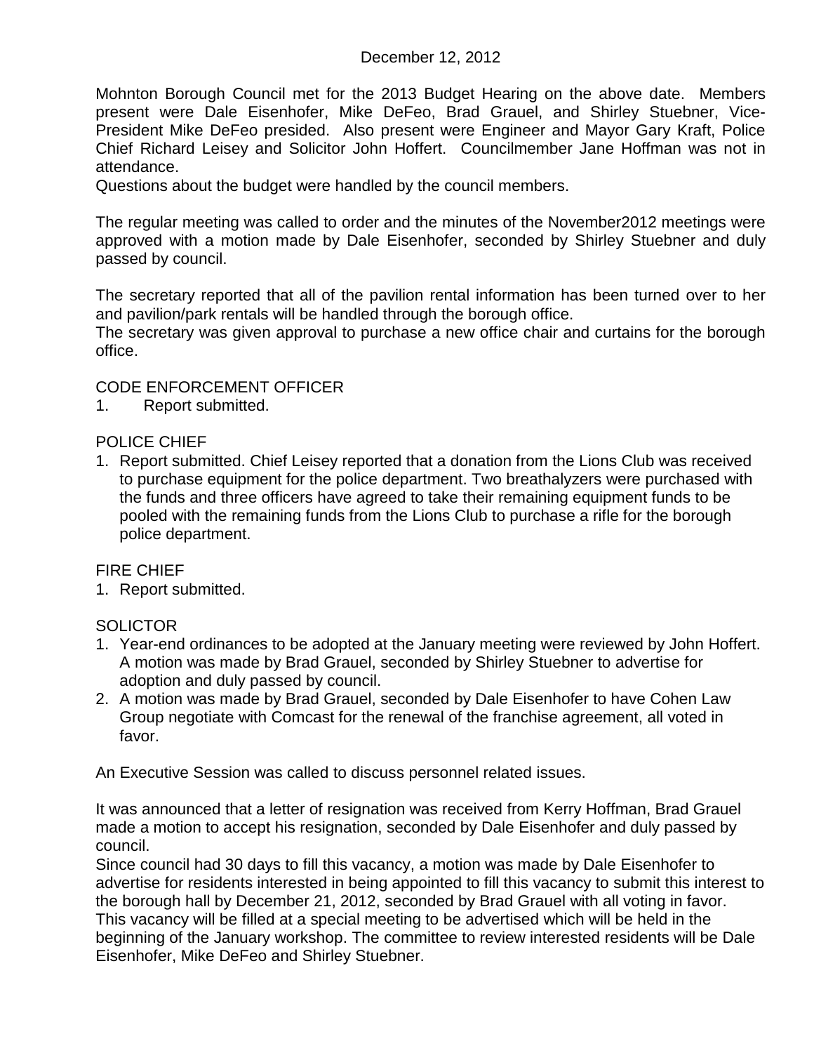December 12, 2012

Mohnton Borough Council met for the 2013 Budget Hearing on the above date. Members present were Dale Eisenhofer, Mike DeFeo, Brad Grauel, and Shirley Stuebner, Vice-President Mike DeFeo presided. Also present were Engineer and Mayor Gary Kraft, Police Chief Richard Leisey and Solicitor John Hoffert. Councilmember Jane Hoffman was not in attendance.

Questions about the budget were handled by the council members.

The regular meeting was called to order and the minutes of the November2012 meetings were approved with a motion made by Dale Eisenhofer, seconded by Shirley Stuebner and duly passed by council.

The secretary reported that all of the pavilion rental information has been turned over to her and pavilion/park rentals will be handled through the borough office.

The secretary was given approval to purchase a new office chair and curtains for the borough office.

CODE ENFORCEMENT OFFICER

1. Report submitted.

POLICE CHIEF

1. Report submitted. Chief Leisey reported that a donation from the Lions Club was received to purchase equipment for the police department. Two breathalyzers were purchased with the funds and three officers have agreed to take their remaining equipment funds to be pooled with the remaining funds from the Lions Club to purchase a rifle for the borough police department.

FIRE CHIEF

1. Report submitted.

SOLICTOR

1. Year-end ordinances to be adopted at the January meeting were reviewed by John Hoffert. A motion was made by Brad Grauel, seconded by Shirley Stuebner to advertise for adoption and duly passed by council.
2. A motion was made by Brad Grauel, seconded by Dale Eisenhofer to have Cohen Law Group negotiate with Comcast for the renewal of the franchise agreement, all voted in favor.

An Executive Session was called to discuss personnel related issues.

It was announced that a letter of resignation was received from Kerry Hoffman, Brad Grauel made a motion to accept his resignation, seconded by Dale Eisenhofer and duly passed by council.

Since council had 30 days to fill this vacancy, a motion was made by Dale Eisenhofer to advertise for residents interested in being appointed to fill this vacancy to submit this interest to the borough hall by December 21, 2012, seconded by Brad Grauel with all voting in favor. This vacancy will be filled at a special meeting to be advertised which will be held in the beginning of the January workshop. The committee to review interested residents will be Dale Eisenhofer, Mike DeFeo and Shirley Stuebner.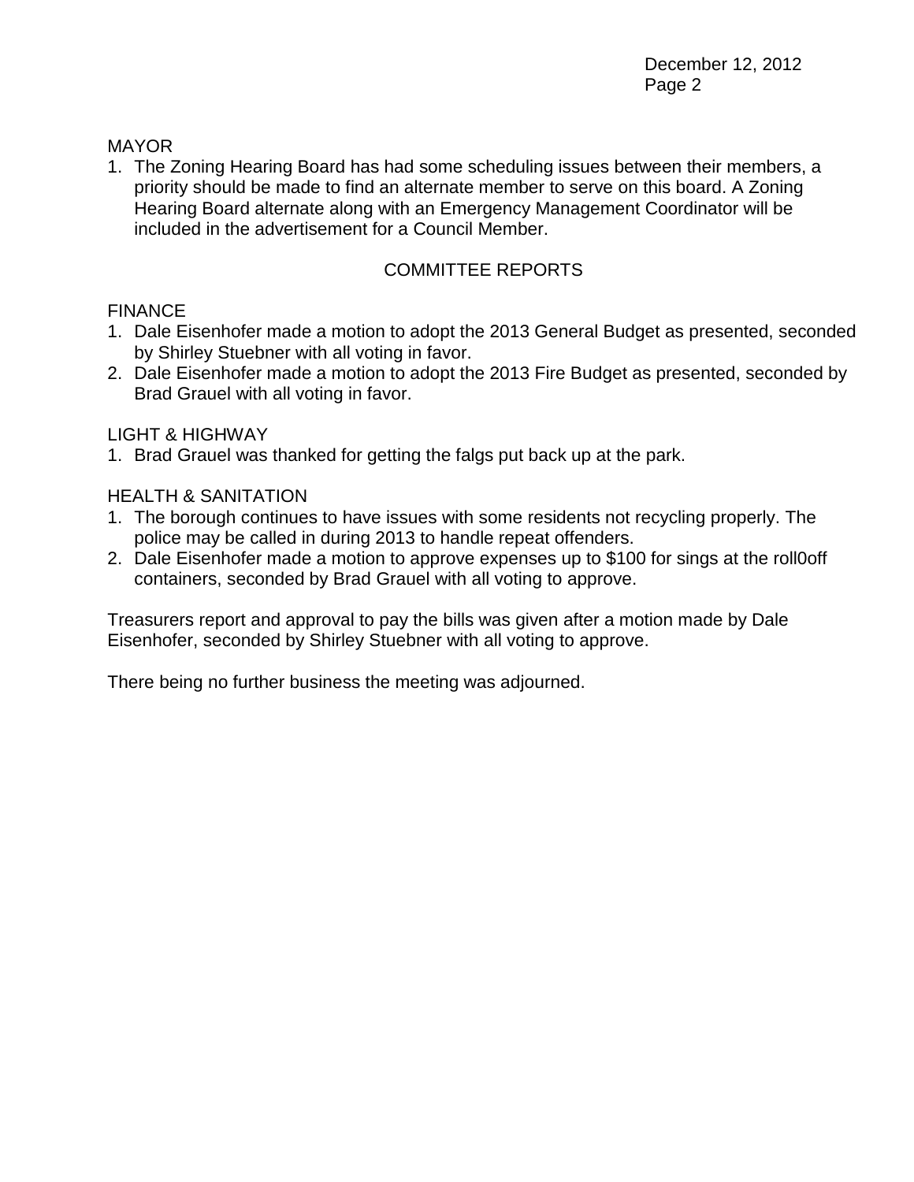MAYOR

1. The Zoning Hearing Board has had some scheduling issues between their members, a priority should be made to find an alternate member to serve on this board. A Zoning Hearing Board alternate along with an Emergency Management Coordinator will be included in the advertisement for a Council Member.

## COMMITTEE REPORTS

FINANCE

1. Dale Eisenhofer made a motion to adopt the 2013 General Budget as presented, seconded by Shirley Stuebner with all voting in favor.
2. Dale Eisenhofer made a motion to adopt the 2013 Fire Budget as presented, seconded by Brad Grauel with all voting in favor.

LIGHT & HIGHWAY

1. Brad Grauel was thanked for getting the falgs put back up at the park.

HEALTH & SANITATION

1. The borough continues to have issues with some residents not recycling properly. The police may be called in during 2013 to handle repeat offenders.
2. Dale Eisenhofer made a motion to approve expenses up to $100 for sings at the roll0off containers, seconded by Brad Grauel with all voting to approve.

Treasurers report and approval to pay the bills was given after a motion made by Dale Eisenhofer, seconded by Shirley Stuebner with all voting to approve.

There being no further business the meeting was adjourned.